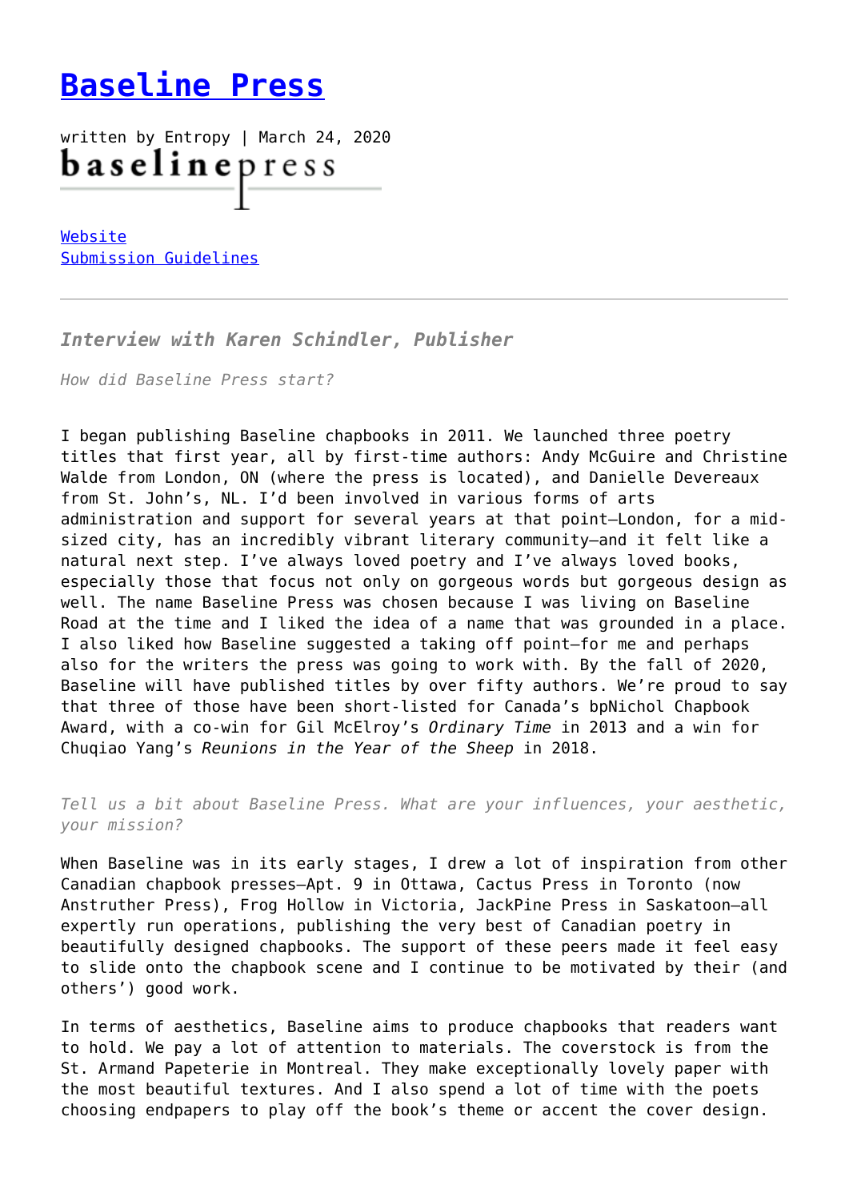# Baseline Press

written by Entropy | March 24, 2020

baselinepress

Website
Submission Guidelines

---

***Interview with Karen Schindler, Publisher***

*How did Baseline Press start?*

I began publishing Baseline chapbooks in 2011. We launched three poetry titles that first year, all by first-time authors: Andy McGuire and Christine Walde from London, ON (where the press is located), and Danielle Devereaux from St. John's, NL. I'd been involved in various forms of arts administration and support for several years at that point—London, for a mid-sized city, has an incredibly vibrant literary community—and it felt like a natural next step. I've always loved poetry and I've always loved books, especially those that focus not only on gorgeous words but gorgeous design as well. The name Baseline Press was chosen because I was living on Baseline Road at the time and I liked the idea of a name that was grounded in a place. I also liked how Baseline suggested a taking off point—for me and perhaps also for the writers the press was going to work with. By the fall of 2020, Baseline will have published titles by over fifty authors. We're proud to say that three of those have been short-listed for Canada's bpNichol Chapbook Award, with a co-win for Gil McElroy's *Ordinary Time* in 2013 and a win for Chuqiao Yang's *Reunions in the Year of the Sheep* in 2018.

*Tell us a bit about Baseline Press. What are your influences, your aesthetic, your mission?*

When Baseline was in its early stages, I drew a lot of inspiration from other Canadian chapbook presses—Apt. 9 in Ottawa, Cactus Press in Toronto (now Anstruther Press), Frog Hollow in Victoria, JackPine Press in Saskatoon—all expertly run operations, publishing the very best of Canadian poetry in beautifully designed chapbooks. The support of these peers made it feel easy to slide onto the chapbook scene and I continue to be motivated by their (and others') good work.

In terms of aesthetics, Baseline aims to produce chapbooks that readers want to hold. We pay a lot of attention to materials. The coverstock is from the St. Armand Papeterie in Montreal. They make exceptionally lovely paper with the most beautiful textures. And I also spend a lot of time with the poets choosing endpapers to play off the book's theme or accent the cover design.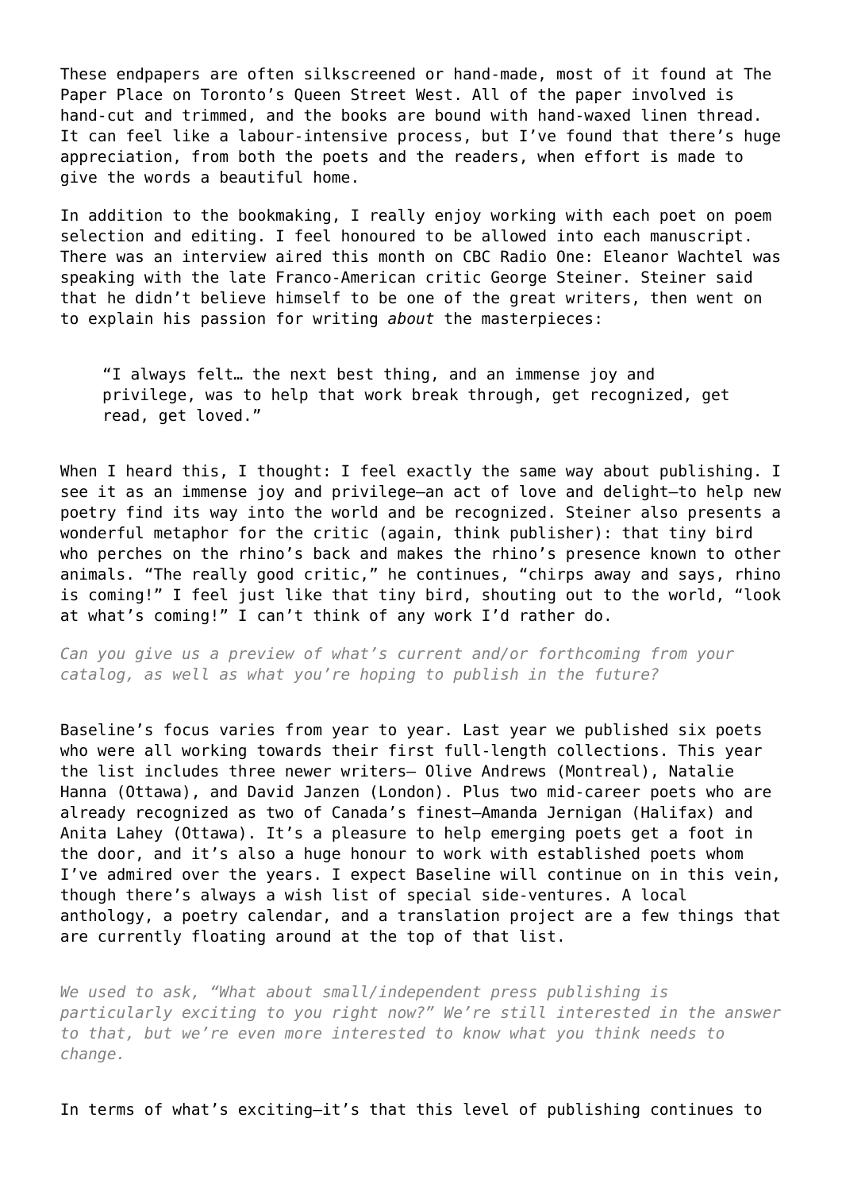These endpapers are often silkscreened or hand-made, most of it found at The Paper Place on Toronto's Queen Street West. All of the paper involved is hand-cut and trimmed, and the books are bound with hand-waxed linen thread. It can feel like a labour-intensive process, but I've found that there's huge appreciation, from both the poets and the readers, when effort is made to give the words a beautiful home.

In addition to the bookmaking, I really enjoy working with each poet on poem selection and editing. I feel honoured to be allowed into each manuscript. There was an interview aired this month on CBC Radio One: Eleanor Wachtel was speaking with the late Franco-American critic George Steiner. Steiner said that he didn't believe himself to be one of the great writers, then went on to explain his passion for writing *about* the masterpieces:

> "I always felt… the next best thing, and an immense joy and privilege, was to help that work break through, get recognized, get read, get loved."

When I heard this, I thought: I feel exactly the same way about publishing. I see it as an immense joy and privilege—an act of love and delight—to help new poetry find its way into the world and be recognized. Steiner also presents a wonderful metaphor for the critic (again, think publisher): that tiny bird who perches on the rhino's back and makes the rhino's presence known to other animals. "The really good critic," he continues, "chirps away and says, rhino is coming!" I feel just like that tiny bird, shouting out to the world, "look at what's coming!" I can't think of any work I'd rather do.

*Can you give us a preview of what's current and/or forthcoming from your catalog, as well as what you're hoping to publish in the future?*

Baseline's focus varies from year to year. Last year we published six poets who were all working towards their first full-length collections. This year the list includes three newer writers— Olive Andrews (Montreal), Natalie Hanna (Ottawa), and David Janzen (London). Plus two mid-career poets who are already recognized as two of Canada's finest—Amanda Jernigan (Halifax) and Anita Lahey (Ottawa). It's a pleasure to help emerging poets get a foot in the door, and it's also a huge honour to work with established poets whom I've admired over the years. I expect Baseline will continue on in this vein, though there's always a wish list of special side-ventures. A local anthology, a poetry calendar, and a translation project are a few things that are currently floating around at the top of that list.

*We used to ask, "What about small/independent press publishing is particularly exciting to you right now?" We're still interested in the answer to that, but we're even more interested to know what you think needs to change.*

In terms of what's exciting—it's that this level of publishing continues to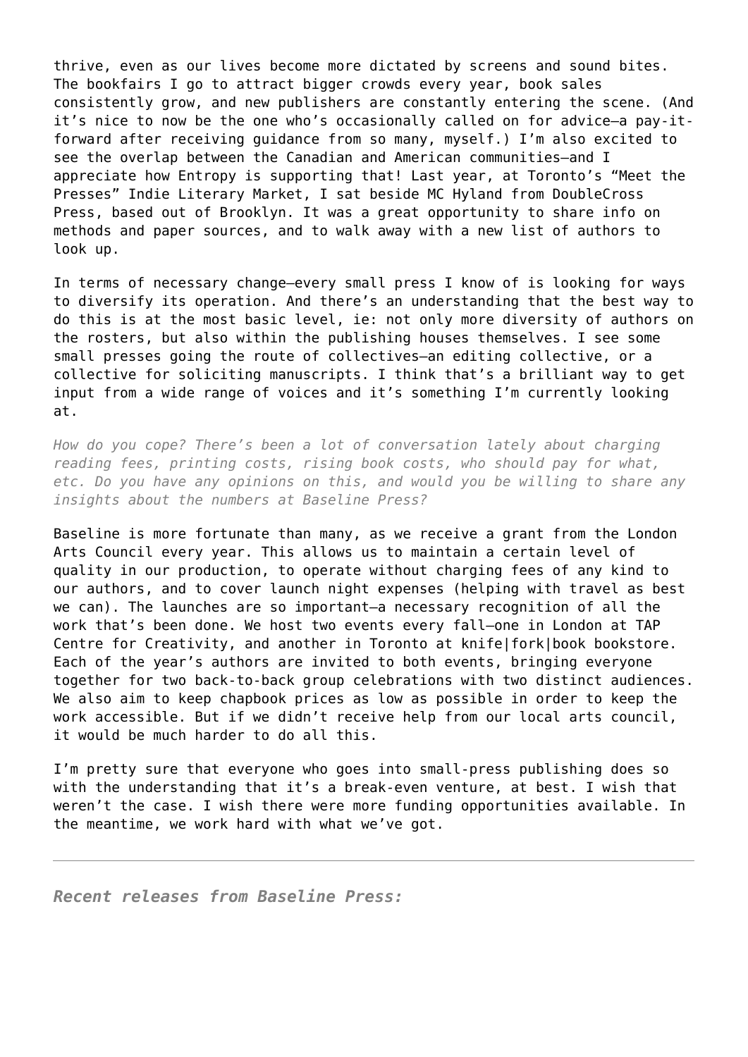thrive, even as our lives become more dictated by screens and sound bites. The bookfairs I go to attract bigger crowds every year, book sales consistently grow, and new publishers are constantly entering the scene. (And it's nice to now be the one who's occasionally called on for advice—a pay-it-forward after receiving guidance from so many, myself.) I'm also excited to see the overlap between the Canadian and American communities—and I appreciate how Entropy is supporting that! Last year, at Toronto's "Meet the Presses" Indie Literary Market, I sat beside MC Hyland from DoubleCross Press, based out of Brooklyn. It was a great opportunity to share info on methods and paper sources, and to walk away with a new list of authors to look up.

In terms of necessary change—every small press I know of is looking for ways to diversify its operation. And there's an understanding that the best way to do this is at the most basic level, ie: not only more diversity of authors on the rosters, but also within the publishing houses themselves. I see some small presses going the route of collectives—an editing collective, or a collective for soliciting manuscripts. I think that's a brilliant way to get input from a wide range of voices and it's something I'm currently looking at.

*How do you cope? There's been a lot of conversation lately about charging reading fees, printing costs, rising book costs, who should pay for what, etc. Do you have any opinions on this, and would you be willing to share any insights about the numbers at Baseline Press?*

Baseline is more fortunate than many, as we receive a grant from the London Arts Council every year. This allows us to maintain a certain level of quality in our production, to operate without charging fees of any kind to our authors, and to cover launch night expenses (helping with travel as best we can). The launches are so important—a necessary recognition of all the work that's been done. We host two events every fall—one in London at TAP Centre for Creativity, and another in Toronto at knife|fork|book bookstore. Each of the year's authors are invited to both events, bringing everyone together for two back-to-back group celebrations with two distinct audiences. We also aim to keep chapbook prices as low as possible in order to keep the work accessible. But if we didn't receive help from our local arts council, it would be much harder to do all this.

I'm pretty sure that everyone who goes into small-press publishing does so with the understanding that it's a break-even venture, at best. I wish that weren't the case. I wish there were more funding opportunities available. In the meantime, we work hard with what we've got.

---

***Recent releases from Baseline Press:***